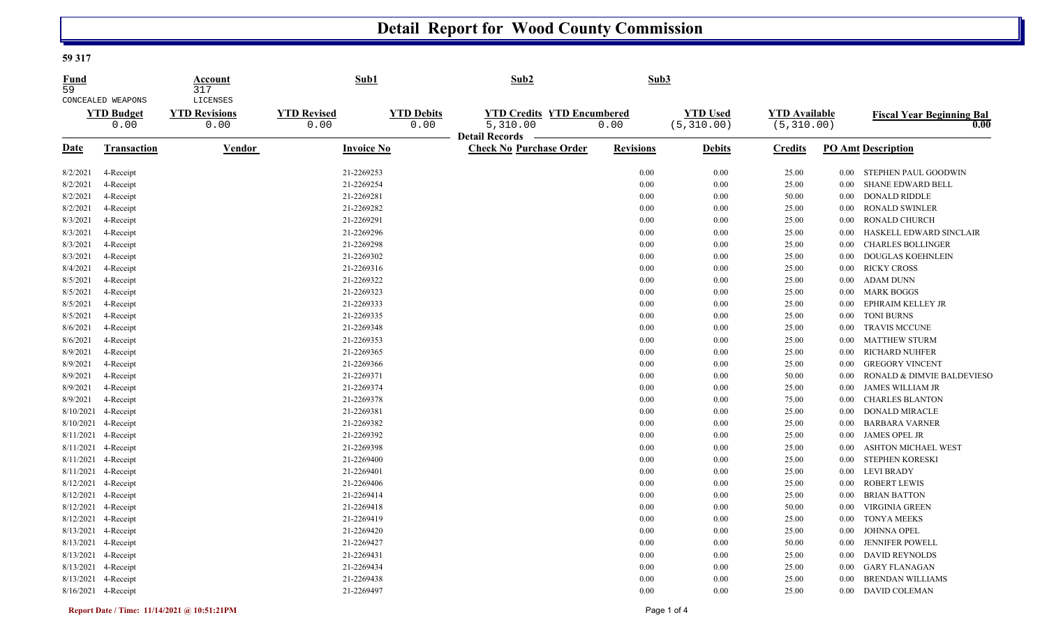# Detail Report for Wood County Commission

**59 317**

| Fund | Account | Sub1 | Sub2 | Sub3 |
|---|---|---|---|---|
| 59 | 317 | | | |
| CONCEALED WEAPONS | LICENSES | | | |

| YTD Budget | YTD Revisions | YTD Revised | YTD Debits | YTD Credits | YTD Encumbered | YTD Used | YTD Available | Fiscal Year Beginning Bal |
|---|---|---|---|---|---|---|---|---|
| 0.00 | 0.00 | 0.00 | 0.00 | 5,310.00 | 0.00 | (5,310.00) | (5,310.00) | 0.00 |

**Detail Records**

| Date | Transaction | Vendor | Invoice No | Check No | Purchase Order | Revisions | Debits | Credits | PO Amt | Description |
|---|---|---|---|---|---|---|---|---|---|---|
| 8/2/2021 | 4-Receipt | | 21-2269253 | | | 0.00 | 0.00 | 25.00 | 0.00 | STEPHEN PAUL GOODWIN |
| 8/2/2021 | 4-Receipt | | 21-2269254 | | | 0.00 | 0.00 | 25.00 | 0.00 | SHANE EDWARD BELL |
| 8/2/2021 | 4-Receipt | | 21-2269281 | | | 0.00 | 0.00 | 50.00 | 0.00 | DONALD RIDDLE |
| 8/2/2021 | 4-Receipt | | 21-2269282 | | | 0.00 | 0.00 | 25.00 | 0.00 | RONALD SWINLER |
| 8/3/2021 | 4-Receipt | | 21-2269291 | | | 0.00 | 0.00 | 25.00 | 0.00 | RONALD CHURCH |
| 8/3/2021 | 4-Receipt | | 21-2269296 | | | 0.00 | 0.00 | 25.00 | 0.00 | HASKELL EDWARD SINCLAIR |
| 8/3/2021 | 4-Receipt | | 21-2269298 | | | 0.00 | 0.00 | 25.00 | 0.00 | CHARLES BOLLINGER |
| 8/3/2021 | 4-Receipt | | 21-2269302 | | | 0.00 | 0.00 | 25.00 | 0.00 | DOUGLAS KOEHNLEIN |
| 8/4/2021 | 4-Receipt | | 21-2269316 | | | 0.00 | 0.00 | 25.00 | 0.00 | RICKY CROSS |
| 8/5/2021 | 4-Receipt | | 21-2269322 | | | 0.00 | 0.00 | 25.00 | 0.00 | ADAM DUNN |
| 8/5/2021 | 4-Receipt | | 21-2269323 | | | 0.00 | 0.00 | 25.00 | 0.00 | MARK BOGGS |
| 8/5/2021 | 4-Receipt | | 21-2269333 | | | 0.00 | 0.00 | 25.00 | 0.00 | EPHRAIM KELLEY JR |
| 8/5/2021 | 4-Receipt | | 21-2269335 | | | 0.00 | 0.00 | 25.00 | 0.00 | TONI BURNS |
| 8/6/2021 | 4-Receipt | | 21-2269348 | | | 0.00 | 0.00 | 25.00 | 0.00 | TRAVIS MCCUNE |
| 8/6/2021 | 4-Receipt | | 21-2269353 | | | 0.00 | 0.00 | 25.00 | 0.00 | MATTHEW STURM |
| 8/9/2021 | 4-Receipt | | 21-2269365 | | | 0.00 | 0.00 | 25.00 | 0.00 | RICHARD NUHFER |
| 8/9/2021 | 4-Receipt | | 21-2269366 | | | 0.00 | 0.00 | 25.00 | 0.00 | GREGORY VINCENT |
| 8/9/2021 | 4-Receipt | | 21-2269371 | | | 0.00 | 0.00 | 50.00 | 0.00 | RONALD & DIMVIE BALDEVIESO |
| 8/9/2021 | 4-Receipt | | 21-2269374 | | | 0.00 | 0.00 | 25.00 | 0.00 | JAMES WILLIAM JR |
| 8/9/2021 | 4-Receipt | | 21-2269378 | | | 0.00 | 0.00 | 75.00 | 0.00 | CHARLES BLANTON |
| 8/10/2021 | 4-Receipt | | 21-2269381 | | | 0.00 | 0.00 | 25.00 | 0.00 | DONALD MIRACLE |
| 8/10/2021 | 4-Receipt | | 21-2269382 | | | 0.00 | 0.00 | 25.00 | 0.00 | BARBARA VARNER |
| 8/11/2021 | 4-Receipt | | 21-2269392 | | | 0.00 | 0.00 | 25.00 | 0.00 | JAMES OPEL JR |
| 8/11/2021 | 4-Receipt | | 21-2269398 | | | 0.00 | 0.00 | 25.00 | 0.00 | ASHTON MICHAEL WEST |
| 8/11/2021 | 4-Receipt | | 21-2269400 | | | 0.00 | 0.00 | 25.00 | 0.00 | STEPHEN KORESKI |
| 8/11/2021 | 4-Receipt | | 21-2269401 | | | 0.00 | 0.00 | 25.00 | 0.00 | LEVI BRADY |
| 8/12/2021 | 4-Receipt | | 21-2269406 | | | 0.00 | 0.00 | 25.00 | 0.00 | ROBERT LEWIS |
| 8/12/2021 | 4-Receipt | | 21-2269414 | | | 0.00 | 0.00 | 25.00 | 0.00 | BRIAN BATTON |
| 8/12/2021 | 4-Receipt | | 21-2269418 | | | 0.00 | 0.00 | 50.00 | 0.00 | VIRGINIA GREEN |
| 8/12/2021 | 4-Receipt | | 21-2269419 | | | 0.00 | 0.00 | 25.00 | 0.00 | TONYA MEEKS |
| 8/13/2021 | 4-Receipt | | 21-2269420 | | | 0.00 | 0.00 | 25.00 | 0.00 | JOHNNA OPEL |
| 8/13/2021 | 4-Receipt | | 21-2269427 | | | 0.00 | 0.00 | 50.00 | 0.00 | JENNIFER POWELL |
| 8/13/2021 | 4-Receipt | | 21-2269431 | | | 0.00 | 0.00 | 25.00 | 0.00 | DAVID REYNOLDS |
| 8/13/2021 | 4-Receipt | | 21-2269434 | | | 0.00 | 0.00 | 25.00 | 0.00 | GARY FLANAGAN |
| 8/13/2021 | 4-Receipt | | 21-2269438 | | | 0.00 | 0.00 | 25.00 | 0.00 | BRENDAN WILLIAMS |
| 8/16/2021 | 4-Receipt | | 21-2269497 | | | 0.00 | 0.00 | 25.00 | 0.00 | DAVID COLEMAN |

**Report Date / Time: 11/14/2021 @ 10:51:21PM**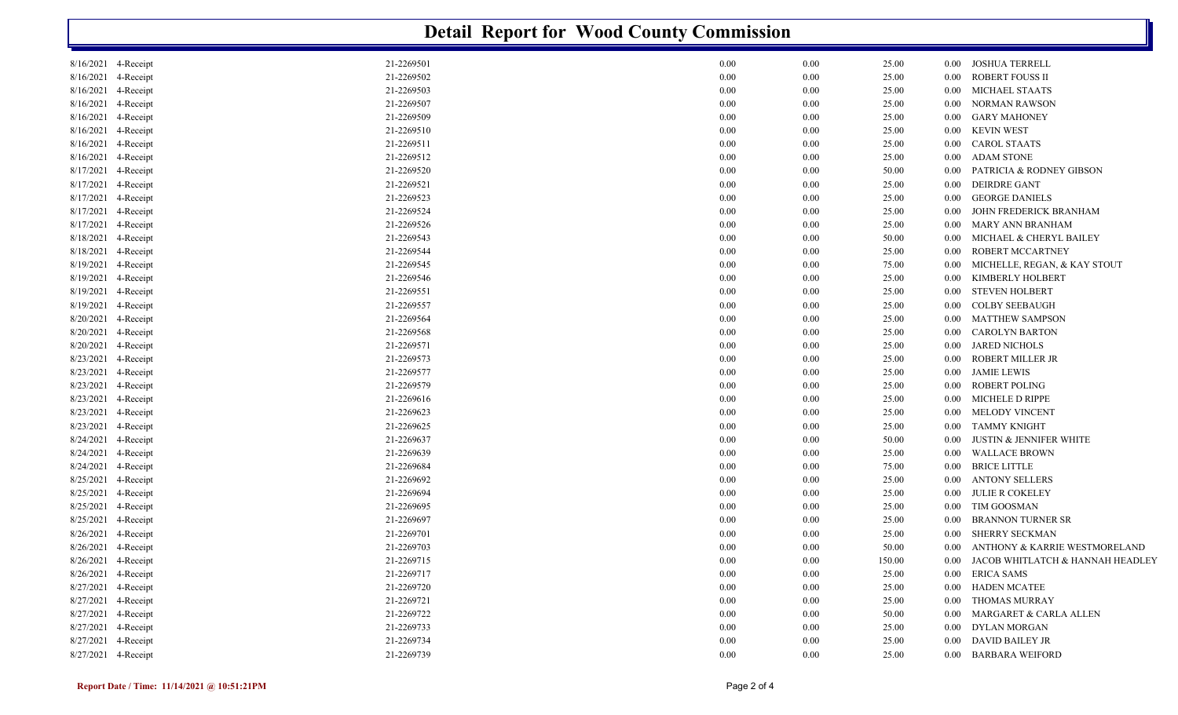# Detail Report for Wood County Commission

| | | | | | | | |
|---|---|---|---|---|---|---|---|
| 8/16/2021 | 4-Receipt | 21-2269501 | 0.00 | 0.00 | 25.00 | 0.00 | JOSHUA TERRELL |
| 8/16/2021 | 4-Receipt | 21-2269502 | 0.00 | 0.00 | 25.00 | 0.00 | ROBERT FOUSS II |
| 8/16/2021 | 4-Receipt | 21-2269503 | 0.00 | 0.00 | 25.00 | 0.00 | MICHAEL STAATS |
| 8/16/2021 | 4-Receipt | 21-2269507 | 0.00 | 0.00 | 25.00 | 0.00 | NORMAN RAWSON |
| 8/16/2021 | 4-Receipt | 21-2269509 | 0.00 | 0.00 | 25.00 | 0.00 | GARY MAHONEY |
| 8/16/2021 | 4-Receipt | 21-2269510 | 0.00 | 0.00 | 25.00 | 0.00 | KEVIN WEST |
| 8/16/2021 | 4-Receipt | 21-2269511 | 0.00 | 0.00 | 25.00 | 0.00 | CAROL STAATS |
| 8/16/2021 | 4-Receipt | 21-2269512 | 0.00 | 0.00 | 25.00 | 0.00 | ADAM STONE |
| 8/17/2021 | 4-Receipt | 21-2269520 | 0.00 | 0.00 | 50.00 | 0.00 | PATRICIA & RODNEY GIBSON |
| 8/17/2021 | 4-Receipt | 21-2269521 | 0.00 | 0.00 | 25.00 | 0.00 | DEIRDRE GANT |
| 8/17/2021 | 4-Receipt | 21-2269523 | 0.00 | 0.00 | 25.00 | 0.00 | GEORGE DANIELS |
| 8/17/2021 | 4-Receipt | 21-2269524 | 0.00 | 0.00 | 25.00 | 0.00 | JOHN FREDERICK BRANHAM |
| 8/17/2021 | 4-Receipt | 21-2269526 | 0.00 | 0.00 | 25.00 | 0.00 | MARY ANN BRANHAM |
| 8/18/2021 | 4-Receipt | 21-2269543 | 0.00 | 0.00 | 50.00 | 0.00 | MICHAEL & CHERYL BAILEY |
| 8/18/2021 | 4-Receipt | 21-2269544 | 0.00 | 0.00 | 25.00 | 0.00 | ROBERT MCCARTNEY |
| 8/19/2021 | 4-Receipt | 21-2269545 | 0.00 | 0.00 | 75.00 | 0.00 | MICHELLE, REGAN, & KAY STOUT |
| 8/19/2021 | 4-Receipt | 21-2269546 | 0.00 | 0.00 | 25.00 | 0.00 | KIMBERLY HOLBERT |
| 8/19/2021 | 4-Receipt | 21-2269551 | 0.00 | 0.00 | 25.00 | 0.00 | STEVEN HOLBERT |
| 8/19/2021 | 4-Receipt | 21-2269557 | 0.00 | 0.00 | 25.00 | 0.00 | COLBY SEEBAUGH |
| 8/20/2021 | 4-Receipt | 21-2269564 | 0.00 | 0.00 | 25.00 | 0.00 | MATTHEW SAMPSON |
| 8/20/2021 | 4-Receipt | 21-2269568 | 0.00 | 0.00 | 25.00 | 0.00 | CAROLYN BARTON |
| 8/20/2021 | 4-Receipt | 21-2269571 | 0.00 | 0.00 | 25.00 | 0.00 | JARED NICHOLS |
| 8/23/2021 | 4-Receipt | 21-2269573 | 0.00 | 0.00 | 25.00 | 0.00 | ROBERT MILLER JR |
| 8/23/2021 | 4-Receipt | 21-2269577 | 0.00 | 0.00 | 25.00 | 0.00 | JAMIE LEWIS |
| 8/23/2021 | 4-Receipt | 21-2269579 | 0.00 | 0.00 | 25.00 | 0.00 | ROBERT POLING |
| 8/23/2021 | 4-Receipt | 21-2269616 | 0.00 | 0.00 | 25.00 | 0.00 | MICHELE D RIPPE |
| 8/23/2021 | 4-Receipt | 21-2269623 | 0.00 | 0.00 | 25.00 | 0.00 | MELODY VINCENT |
| 8/23/2021 | 4-Receipt | 21-2269625 | 0.00 | 0.00 | 25.00 | 0.00 | TAMMY KNIGHT |
| 8/24/2021 | 4-Receipt | 21-2269637 | 0.00 | 0.00 | 50.00 | 0.00 | JUSTIN & JENNIFER WHITE |
| 8/24/2021 | 4-Receipt | 21-2269639 | 0.00 | 0.00 | 25.00 | 0.00 | WALLACE BROWN |
| 8/24/2021 | 4-Receipt | 21-2269684 | 0.00 | 0.00 | 75.00 | 0.00 | BRICE LITTLE |
| 8/25/2021 | 4-Receipt | 21-2269692 | 0.00 | 0.00 | 25.00 | 0.00 | ANTONY SELLERS |
| 8/25/2021 | 4-Receipt | 21-2269694 | 0.00 | 0.00 | 25.00 | 0.00 | JULIE R COKELEY |
| 8/25/2021 | 4-Receipt | 21-2269695 | 0.00 | 0.00 | 25.00 | 0.00 | TIM GOOSMAN |
| 8/25/2021 | 4-Receipt | 21-2269697 | 0.00 | 0.00 | 25.00 | 0.00 | BRANNON TURNER SR |
| 8/26/2021 | 4-Receipt | 21-2269701 | 0.00 | 0.00 | 25.00 | 0.00 | SHERRY SECKMAN |
| 8/26/2021 | 4-Receipt | 21-2269703 | 0.00 | 0.00 | 50.00 | 0.00 | ANTHONY & KARRIE WESTMORELAND |
| 8/26/2021 | 4-Receipt | 21-2269715 | 0.00 | 0.00 | 150.00 | 0.00 | JACOB WHITLATCH & HANNAH HEADLEY |
| 8/26/2021 | 4-Receipt | 21-2269717 | 0.00 | 0.00 | 25.00 | 0.00 | ERICA SAMS |
| 8/27/2021 | 4-Receipt | 21-2269720 | 0.00 | 0.00 | 25.00 | 0.00 | HADEN MCATEE |
| 8/27/2021 | 4-Receipt | 21-2269721 | 0.00 | 0.00 | 25.00 | 0.00 | THOMAS MURRAY |
| 8/27/2021 | 4-Receipt | 21-2269722 | 0.00 | 0.00 | 50.00 | 0.00 | MARGARET & CARLA ALLEN |
| 8/27/2021 | 4-Receipt | 21-2269733 | 0.00 | 0.00 | 25.00 | 0.00 | DYLAN MORGAN |
| 8/27/2021 | 4-Receipt | 21-2269734 | 0.00 | 0.00 | 25.00 | 0.00 | DAVID BAILEY JR |
| 8/27/2021 | 4-Receipt | 21-2269739 | 0.00 | 0.00 | 25.00 | 0.00 | BARBARA WEIFORD |

**Report Date / Time: 11/14/2021 @ 10:51:21PM**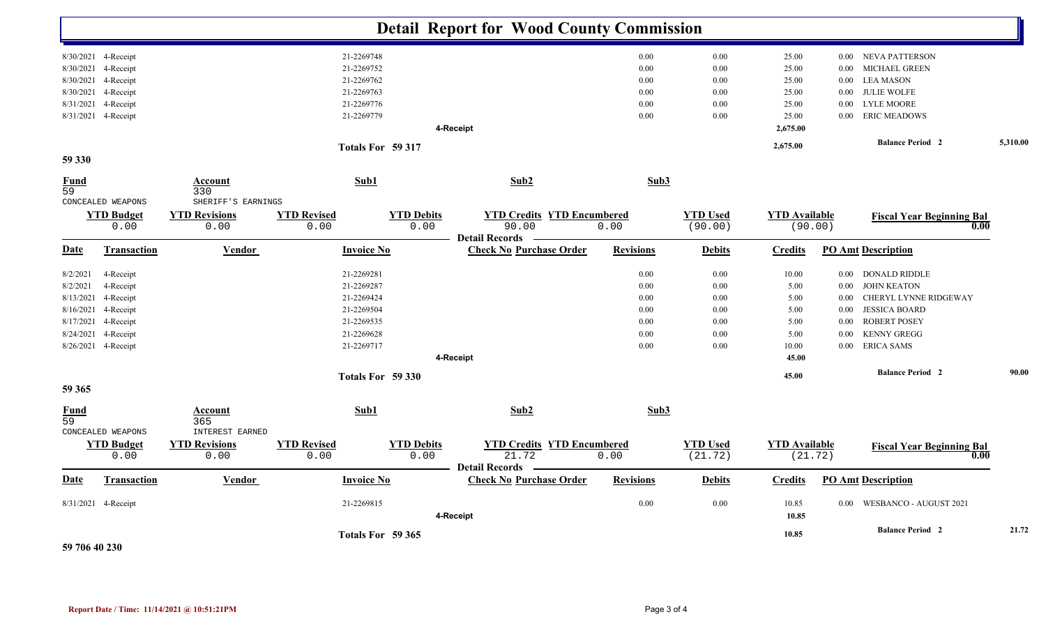# Detail Report for Wood County Commission

| Date | Transaction | Vendor | Invoice No | Check No Purchase Order | Revisions | Debits | Credits | PO Amt | Description |
|---|---|---|---|---|---|---|---|---|---|
| 8/30/2021 | 4-Receipt | | 21-2269748 | | 0.00 | 0.00 | 25.00 | 0.00 | NEVA PATTERSON |
| 8/30/2021 | 4-Receipt | | 21-2269752 | | 0.00 | 0.00 | 25.00 | 0.00 | MICHAEL GREEN |
| 8/30/2021 | 4-Receipt | | 21-2269762 | | 0.00 | 0.00 | 25.00 | 0.00 | LEA MASON |
| 8/30/2021 | 4-Receipt | | 21-2269763 | | 0.00 | 0.00 | 25.00 | 0.00 | JULIE WOLFE |
| 8/31/2021 | 4-Receipt | | 21-2269776 | | 0.00 | 0.00 | 25.00 | 0.00 | LYLE MOORE |
| 8/31/2021 | 4-Receipt | | 21-2269779 | | 0.00 | 0.00 | 25.00 | 0.00 | ERIC MEADOWS |
| | | | | 4-Receipt | | | 2,675.00 | | |

Totals For 59 317 — 2,675.00 — Balance Period 2: 5,310.00

## 59 330

| Fund | Account | Sub1 | Sub2 | Sub3 |
|---|---|---|---|---|
| 59 | 330 | | | |
| CONCEALED WEAPONS | SHERIFF'S EARNINGS | | | |

| YTD Budget | YTD Revisions | YTD Revised | YTD Debits | YTD Credits | YTD Encumbered | YTD Used | YTD Available | Fiscal Year Beginning Bal |
|---|---|---|---|---|---|---|---|---|
| 0.00 | 0.00 | 0.00 | 0.00 | 90.00 | 0.00 | (90.00) | (90.00) | 0.00 |

Detail Records

| Date | Transaction | Vendor | Invoice No | Check No Purchase Order | Revisions | Debits | Credits | PO Amt | Description |
|---|---|---|---|---|---|---|---|---|---|
| 8/2/2021 | 4-Receipt | | 21-2269281 | | 0.00 | 0.00 | 10.00 | 0.00 | DONALD RIDDLE |
| 8/2/2021 | 4-Receipt | | 21-2269287 | | 0.00 | 0.00 | 5.00 | 0.00 | JOHN KEATON |
| 8/13/2021 | 4-Receipt | | 21-2269424 | | 0.00 | 0.00 | 5.00 | 0.00 | CHERYL LYNNE RIDGEWAY |
| 8/16/2021 | 4-Receipt | | 21-2269504 | | 0.00 | 0.00 | 5.00 | 0.00 | JESSICA BOARD |
| 8/17/2021 | 4-Receipt | | 21-2269535 | | 0.00 | 0.00 | 5.00 | 0.00 | ROBERT POSEY |
| 8/24/2021 | 4-Receipt | | 21-2269628 | | 0.00 | 0.00 | 5.00 | 0.00 | KENNY GREGG |
| 8/26/2021 | 4-Receipt | | 21-2269717 | | 0.00 | 0.00 | 10.00 | 0.00 | ERICA SAMS |
| | | | | 4-Receipt | | | 45.00 | | |

Totals For 59 330 — 45.00 — Balance Period 2: 90.00

## 59 365

| Fund | Account | Sub1 | Sub2 | Sub3 |
|---|---|---|---|---|
| 59 | 365 | | | |
| CONCEALED WEAPONS | INTEREST EARNED | | | |

| YTD Budget | YTD Revisions | YTD Revised | YTD Debits | YTD Credits | YTD Encumbered | YTD Used | YTD Available | Fiscal Year Beginning Bal |
|---|---|---|---|---|---|---|---|---|
| 0.00 | 0.00 | 0.00 | 0.00 | 21.72 | 0.00 | (21.72) | (21.72) | 0.00 |

Detail Records

| Date | Transaction | Vendor | Invoice No | Check No Purchase Order | Revisions | Debits | Credits | PO Amt | Description |
|---|---|---|---|---|---|---|---|---|---|
| 8/31/2021 | 4-Receipt | | 21-2269815 | | 0.00 | 0.00 | 10.85 | 0.00 | WESBANCO - AUGUST 2021 |
| | | | | 4-Receipt | | | 10.85 | | |

Totals For 59 365 — 10.85 — Balance Period 2: 21.72

## 59 706 40 230

Report Date / Time: 11/14/2021 @ 10:51:21PM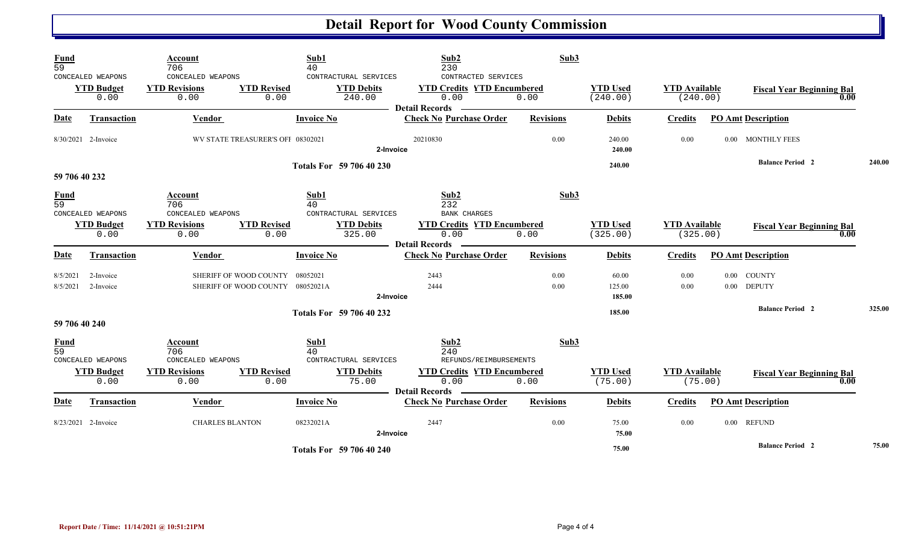# Detail Report for Wood County Commission

| Fund | Account | Sub1 | Sub2 | Sub3 |
|---|---|---|---|---|
| 59 | 706 | 40 | 230 | |
| CONCEALED WEAPONS | CONCEALED WEAPONS | CONTRACTURAL SERVICES | CONTRACTED SERVICES | |

| YTD Budget | YTD Revisions | YTD Revised | YTD Debits | YTD Credits | YTD Encumbered | YTD Used | YTD Available | Fiscal Year Beginning Bal |
|---|---|---|---|---|---|---|---|---|
| 0.00 | 0.00 | 0.00 | 240.00 | 0.00 | 0.00 | (240.00) | (240.00) | 0.00 |

**Detail Records**

| Date | Transaction | Vendor | Invoice No | Check No | Purchase Order | Revisions | Debits | Credits | PO Amt | Description |
|---|---|---|---|---|---|---|---|---|---|---|
| 8/30/2021 | 2-Invoice | WV STATE TREASURER'S OFF | 08302021 | 20210830 | | 0.00 | 240.00 | 0.00 | 0.00 | MONTHLY FEES |
| | | | 2-Invoice | | | | 240.00 | | | |
| | | | Totals For 59 706 40 230 | | | | 240.00 | | | Balance Period 2 240.00 |

## 59 706 40 232

| Fund | Account | Sub1 | Sub2 | Sub3 |
|---|---|---|---|---|
| 59 | 706 | 40 | 232 | |
| CONCEALED WEAPONS | CONCEALED WEAPONS | CONTRACTURAL SERVICES | BANK CHARGES | |

| YTD Budget | YTD Revisions | YTD Revised | YTD Debits | YTD Credits | YTD Encumbered | YTD Used | YTD Available | Fiscal Year Beginning Bal |
|---|---|---|---|---|---|---|---|---|
| 0.00 | 0.00 | 0.00 | 325.00 | 0.00 | 0.00 | (325.00) | (325.00) | 0.00 |

**Detail Records**

| Date | Transaction | Vendor | Invoice No | Check No | Purchase Order | Revisions | Debits | Credits | PO Amt | Description |
|---|---|---|---|---|---|---|---|---|---|---|
| 8/5/2021 | 2-Invoice | SHERIFF OF WOOD COUNTY | 08052021 | 2443 | | 0.00 | 60.00 | 0.00 | 0.00 | COUNTY |
| 8/5/2021 | 2-Invoice | SHERIFF OF WOOD COUNTY | 08052021A | 2444 | | 0.00 | 125.00 | 0.00 | 0.00 | DEPUTY |
| | | | 2-Invoice | | | | 185.00 | | | |
| | | | Totals For 59 706 40 232 | | | | 185.00 | | | Balance Period 2 325.00 |

## 59 706 40 240

| Fund | Account | Sub1 | Sub2 | Sub3 |
|---|---|---|---|---|
| 59 | 706 | 40 | 240 | |
| CONCEALED WEAPONS | CONCEALED WEAPONS | CONTRACTURAL SERVICES | REFUNDS/REIMBURSEMENTS | |

| YTD Budget | YTD Revisions | YTD Revised | YTD Debits | YTD Credits | YTD Encumbered | YTD Used | YTD Available | Fiscal Year Beginning Bal |
|---|---|---|---|---|---|---|---|---|
| 0.00 | 0.00 | 0.00 | 75.00 | 0.00 | 0.00 | (75.00) | (75.00) | 0.00 |

**Detail Records**

| Date | Transaction | Vendor | Invoice No | Check No | Purchase Order | Revisions | Debits | Credits | PO Amt | Description |
|---|---|---|---|---|---|---|---|---|---|---|
| 8/23/2021 | 2-Invoice | CHARLES BLANTON | 08232021A | 2447 | | 0.00 | 75.00 | 0.00 | 0.00 | REFUND |
| | | | 2-Invoice | | | | 75.00 | | | |
| | | | Totals For 59 706 40 240 | | | | 75.00 | | | Balance Period 2 75.00 |

Report Date / Time: 11/14/2021 @ 10:51:21PM